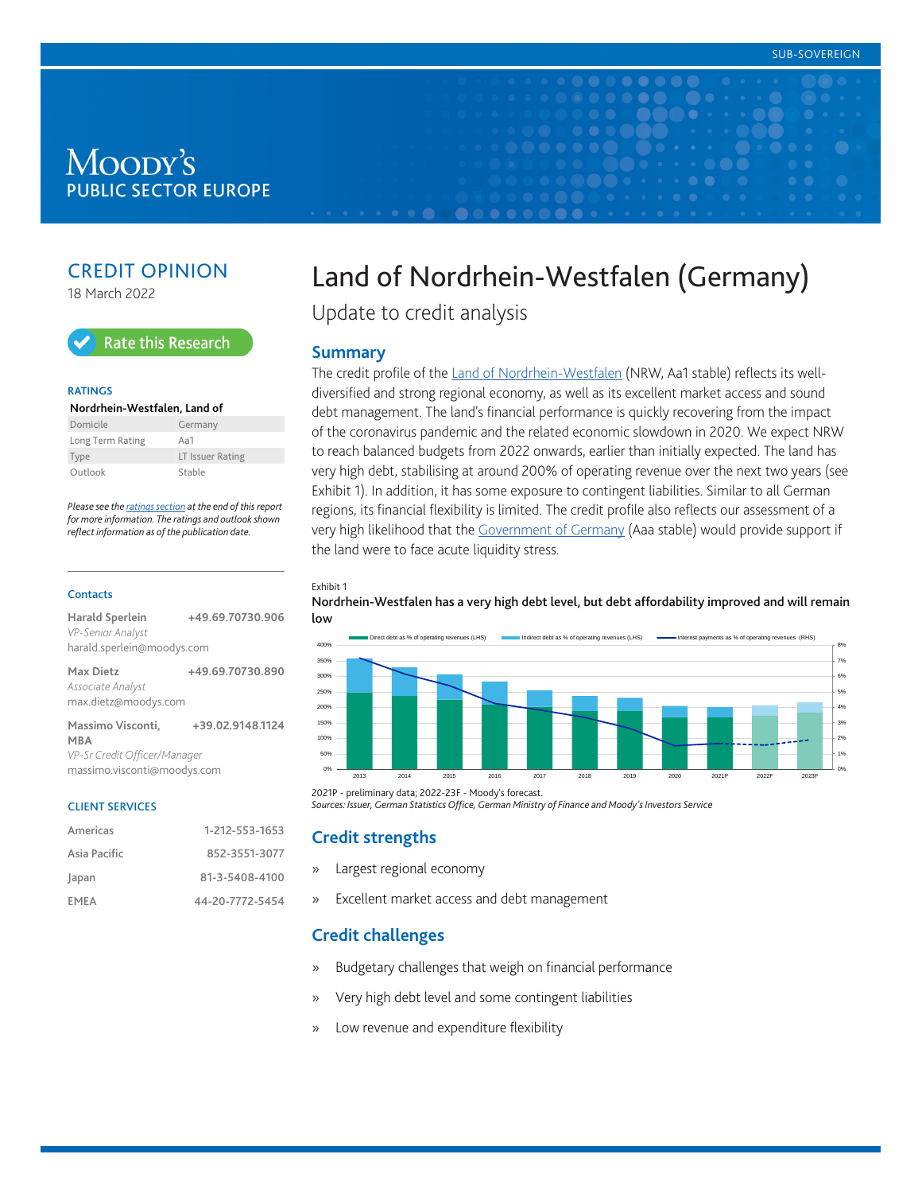SUB-SOVEREIGN

MOODY'S
PUBLIC SECTOR EUROPE

CREDIT OPINION
18 March 2022

Rate this Research

**RATINGS**

**Nordrhein-Westfalen, Land of**

| | |
|---|---|
| Domicile | Germany |
| Long Term Rating | Aa1 |
| Type | LT Issuer Rating |
| Outlook | Stable |

*Please see the ratings section at the end of this report for more information. The ratings and outlook shown reflect information as of the publication date.*

**Contacts**

**Harald Sperlein** +49.69.70730.906
*VP-Senior Analyst*
harald.sperlein@moodys.com

**Max Dietz** +49.69.70730.890
*Associate Analyst*
max.dietz@moodys.com

**Massimo Visconti, MBA** +39.02.9148.1124
*VP-Sr Credit Officer/Manager*
massimo.visconti@moodys.com

**CLIENT SERVICES**

| | |
|---|---|
| Americas | 1-212-553-1653 |
| Asia Pacific | 852-3551-3077 |
| Japan | 81-3-5408-4100 |
| EMEA | 44-20-7772-5454 |

# Land of Nordrhein-Westfalen (Germany)

Update to credit analysis

## Summary

The credit profile of the Land of Nordrhein-Westfalen (NRW, Aa1 stable) reflects its well-diversified and strong regional economy, as well as its excellent market access and sound debt management. The land's financial performance is quickly recovering from the impact of the coronavirus pandemic and the related economic slowdown in 2020. We expect NRW to reach balanced budgets from 2022 onwards, earlier than initially expected. The land has very high debt, stabilising at around 200% of operating revenue over the next two years (see Exhibit 1). In addition, it has some exposure to contingent liabilities. Similar to all German regions, its financial flexibility is limited. The credit profile also reflects our assessment of a very high likelihood that the Government of Germany (Aaa stable) would provide support if the land were to face acute liquidity stress.

Exhibit 1

**Nordrhein-Westfalen has a very high debt level, but debt affordability improved and will remain low**

Direct debt as % of operating revenues (LHS)
Indirect debt as % of operating revenues (LHS)
Interest payments as % of operating revenues (RHS)

400%
350%
300%
250%
200%
150%
100%
50%
0%

8%
7%
6%
5%
4%
3%
2%
1%
0%

2013 2014 2015 2016 2017 2018 2019 2020 2021P 2022F 2023F

2021P - preliminary data; 2022-23F - Moody's forecast.
*Sources: Issuer, German Statistics Office, German Ministry of Finance and Moody's Investors Service*

## Credit strengths

» Largest regional economy

» Excellent market access and debt management

## Credit challenges

» Budgetary challenges that weigh on financial performance

» Very high debt level and some contingent liabilities

» Low revenue and expenditure flexibility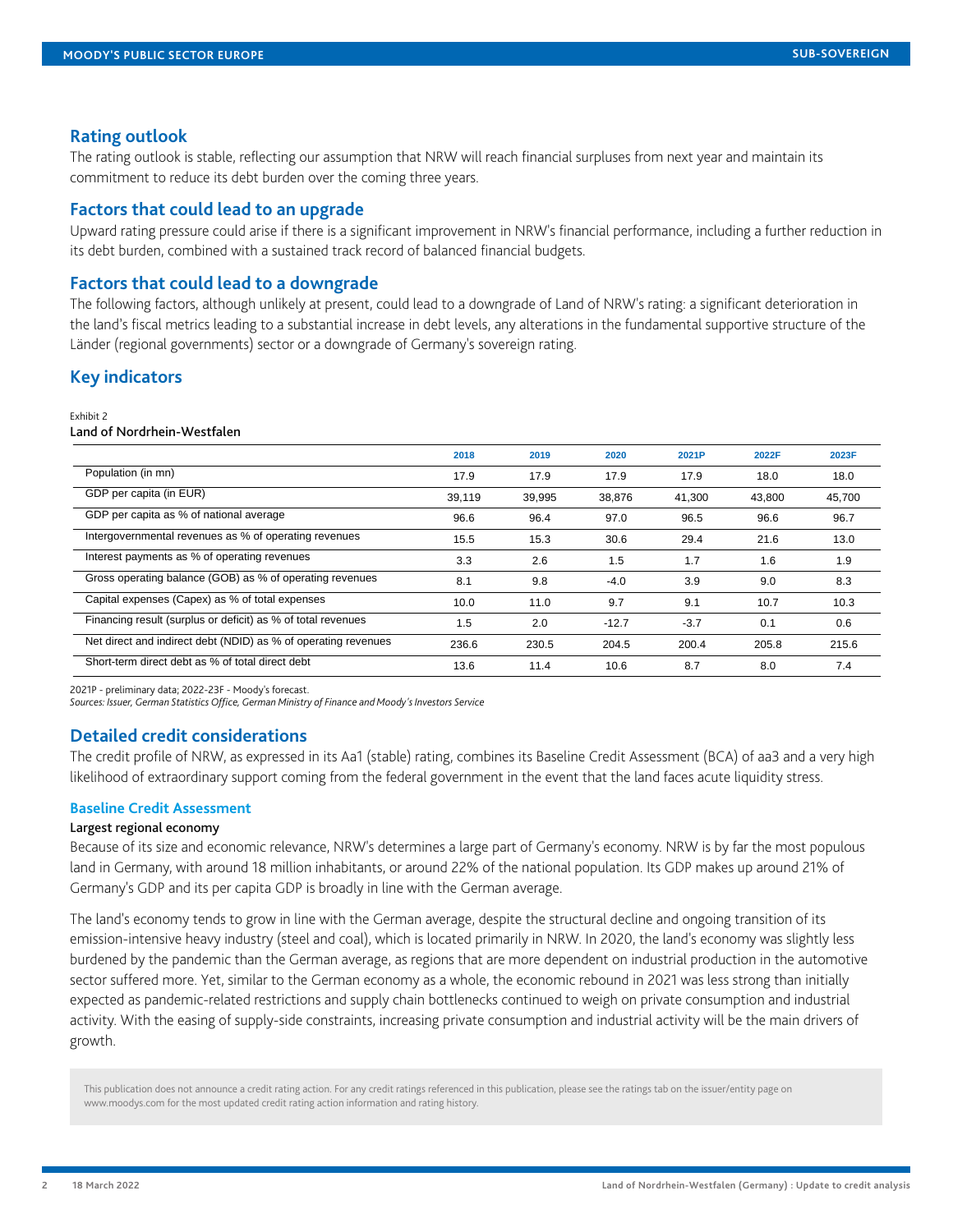## Rating outlook

The rating outlook is stable, reflecting our assumption that NRW will reach financial surpluses from next year and maintain its commitment to reduce its debt burden over the coming three years.

## Factors that could lead to an upgrade

Upward rating pressure could arise if there is a significant improvement in NRW's financial performance, including a further reduction in its debt burden, combined with a sustained track record of balanced financial budgets.

## Factors that could lead to a downgrade

The following factors, although unlikely at present, could lead to a downgrade of Land of NRW's rating: a significant deterioration in the land's fiscal metrics leading to a substantial increase in debt levels, any alterations in the fundamental supportive structure of the Länder (regional governments) sector or a downgrade of Germany's sovereign rating.

## Key indicators

Exhibit 2

Land of Nordrhein-Westfalen

| | 2018 | 2019 | 2020 | 2021P | 2022F | 2023F |
|---|---|---|---|---|---|---|
| Population (in mn) | 17.9 | 17.9 | 17.9 | 17.9 | 18.0 | 18.0 |
| GDP per capita (in EUR) | 39,119 | 39,995 | 38,876 | 41,300 | 43,800 | 45,700 |
| GDP per capita as % of national average | 96.6 | 96.4 | 97.0 | 96.5 | 96.6 | 96.7 |
| Intergovernmental revenues as % of operating revenues | 15.5 | 15.3 | 30.6 | 29.4 | 21.6 | 13.0 |
| Interest payments as % of operating revenues | 3.3 | 2.6 | 1.5 | 1.7 | 1.6 | 1.9 |
| Gross operating balance (GOB) as % of operating revenues | 8.1 | 9.8 | -4.0 | 3.9 | 9.0 | 8.3 |
| Capital expenses (Capex) as % of total expenses | 10.0 | 11.0 | 9.7 | 9.1 | 10.7 | 10.3 |
| Financing result (surplus or deficit) as % of total revenues | 1.5 | 2.0 | -12.7 | -3.7 | 0.1 | 0.6 |
| Net direct and indirect debt (NDID) as % of operating revenues | 236.6 | 230.5 | 204.5 | 200.4 | 205.8 | 215.6 |
| Short-term direct debt as % of total direct debt | 13.6 | 11.4 | 10.6 | 8.7 | 8.0 | 7.4 |

2021P - preliminary data; 2022-23F - Moody's forecast.
*Sources: Issuer, German Statistics Office, German Ministry of Finance and Moody's Investors Service*

## Detailed credit considerations

The credit profile of NRW, as expressed in its Aa1 (stable) rating, combines its Baseline Credit Assessment (BCA) of aa3 and a very high likelihood of extraordinary support coming from the federal government in the event that the land faces acute liquidity stress.

### Baseline Credit Assessment

**Largest regional economy**

Because of its size and economic relevance, NRW's determines a large part of Germany's economy. NRW is by far the most populous land in Germany, with around 18 million inhabitants, or around 22% of the national population. Its GDP makes up around 21% of Germany's GDP and its per capita GDP is broadly in line with the German average.

The land's economy tends to grow in line with the German average, despite the structural decline and ongoing transition of its emission-intensive heavy industry (steel and coal), which is located primarily in NRW. In 2020, the land's economy was slightly less burdened by the pandemic than the German average, as regions that are more dependent on industrial production in the automotive sector suffered more. Yet, similar to the German economy as a whole, the economic rebound in 2021 was less strong than initially expected as pandemic-related restrictions and supply chain bottlenecks continued to weigh on private consumption and industrial activity. With the easing of supply-side constraints, increasing private consumption and industrial activity will be the main drivers of growth.

This publication does not announce a credit rating action. For any credit ratings referenced in this publication, please see the ratings tab on the issuer/entity page on www.moodys.com for the most updated credit rating action information and rating history.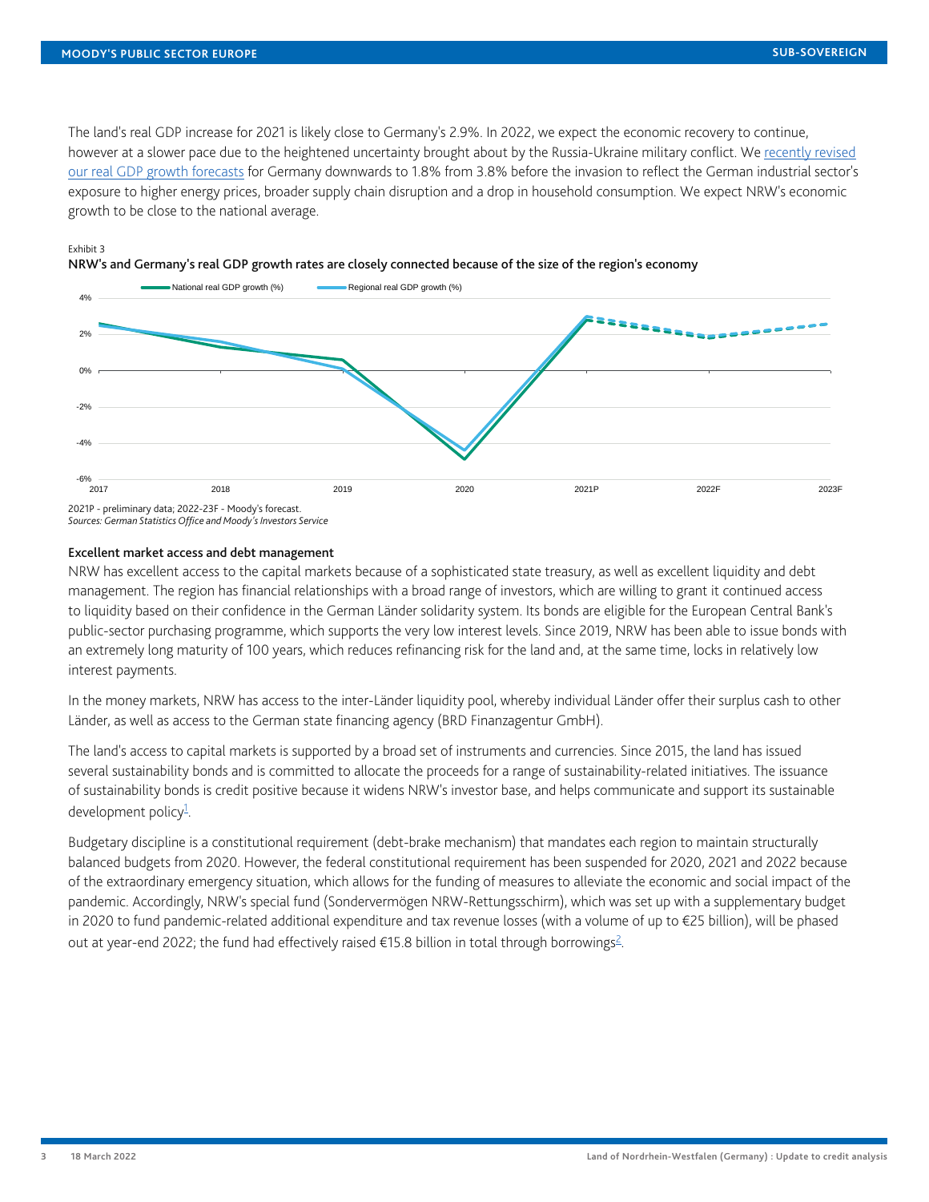The land's real GDP increase for 2021 is likely close to Germany's 2.9%. In 2022, we expect the economic recovery to continue, however at a slower pace due to the heightened uncertainty brought about by the Russia-Ukraine military conflict. We recently revised our real GDP growth forecasts for Germany downwards to 1.8% from 3.8% before the invasion to reflect the German industrial sector's exposure to higher energy prices, broader supply chain disruption and a drop in household consumption. We expect NRW's economic growth to be close to the national average.

Exhibit 3

**NRW's and Germany's real GDP growth rates are closely connected because of the size of the region's economy**

2021P - preliminary data; 2022-23F - Moody's forecast.

*Sources: German Statistics Office and Moody's Investors Service*

**Excellent market access and debt management**

NRW has excellent access to the capital markets because of a sophisticated state treasury, as well as excellent liquidity and debt management. The region has financial relationships with a broad range of investors, which are willing to grant it continued access to liquidity based on their confidence in the German Länder solidarity system. Its bonds are eligible for the European Central Bank's public-sector purchasing programme, which supports the very low interest levels. Since 2019, NRW has been able to issue bonds with an extremely long maturity of 100 years, which reduces refinancing risk for the land and, at the same time, locks in relatively low interest payments.

In the money markets, NRW has access to the inter-Länder liquidity pool, whereby individual Länder offer their surplus cash to other Länder, as well as access to the German state financing agency (BRD Finanzagentur GmbH).

The land's access to capital markets is supported by a broad set of instruments and currencies. Since 2015, the land has issued several sustainability bonds and is committed to allocate the proceeds for a range of sustainability-related initiatives. The issuance of sustainability bonds is credit positive because it widens NRW's investor base, and helps communicate and support its sustainable development policy[1].

Budgetary discipline is a constitutional requirement (debt-brake mechanism) that mandates each region to maintain structurally balanced budgets from 2020. However, the federal constitutional requirement has been suspended for 2020, 2021 and 2022 because of the extraordinary emergency situation, which allows for the funding of measures to alleviate the economic and social impact of the pandemic. Accordingly, NRW's special fund (Sondervermögen NRW-Rettungsschirm), which was set up with a supplementary budget in 2020 to fund pandemic-related additional expenditure and tax revenue losses (with a volume of up to €25 billion), will be phased out at year-end 2022; the fund had effectively raised €15.8 billion in total through borrowings[2].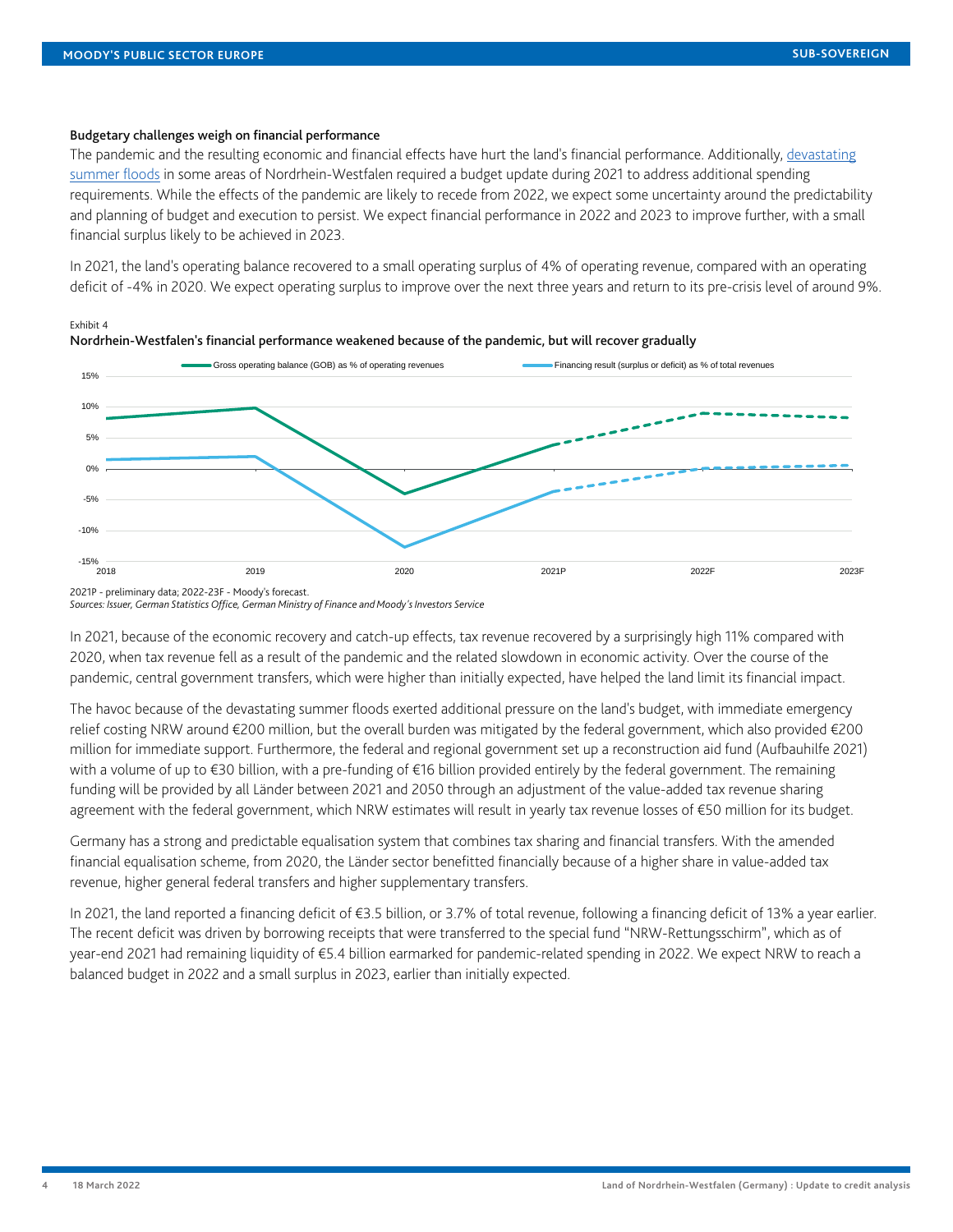### Budgetary challenges weigh on financial performance

The pandemic and the resulting economic and financial effects have hurt the land's financial performance. Additionally, devastating summer floods in some areas of Nordrhein-Westfalen required a budget update during 2021 to address additional spending requirements. While the effects of the pandemic are likely to recede from 2022, we expect some uncertainty around the predictability and planning of budget and execution to persist. We expect financial performance in 2022 and 2023 to improve further, with a small financial surplus likely to be achieved in 2023.

In 2021, the land's operating balance recovered to a small operating surplus of 4% of operating revenue, compared with an operating deficit of -4% in 2020. We expect operating surplus to improve over the next three years and return to its pre-crisis level of around 9%.

Exhibit 4

**Nordrhein-Westfalen's financial performance weakened because of the pandemic, but will recover gradually**

Gross operating balance (GOB) as % of operating revenues

Financing result (surplus or deficit) as % of total revenues

15%
10%
5%
0%
-5%
-10%
-15%

2018
2019
2020
2021P
2022F
2023F

2021P - preliminary data; 2022-23F - Moody's forecast.

*Sources: Issuer, German Statistics Office, German Ministry of Finance and Moody's Investors Service*

In 2021, because of the economic recovery and catch-up effects, tax revenue recovered by a surprisingly high 11% compared with 2020, when tax revenue fell as a result of the pandemic and the related slowdown in economic activity. Over the course of the pandemic, central government transfers, which were higher than initially expected, have helped the land limit its financial impact.

The havoc because of the devastating summer floods exerted additional pressure on the land's budget, with immediate emergency relief costing NRW around €200 million, but the overall burden was mitigated by the federal government, which also provided €200 million for immediate support. Furthermore, the federal and regional government set up a reconstruction aid fund (Aufbauhilfe 2021) with a volume of up to €30 billion, with a pre-funding of €16 billion provided entirely by the federal government. The remaining funding will be provided by all Länder between 2021 and 2050 through an adjustment of the value-added tax revenue sharing agreement with the federal government, which NRW estimates will result in yearly tax revenue losses of €50 million for its budget.

Germany has a strong and predictable equalisation system that combines tax sharing and financial transfers. With the amended financial equalisation scheme, from 2020, the Länder sector benefitted financially because of a higher share in value-added tax revenue, higher general federal transfers and higher supplementary transfers.

In 2021, the land reported a financing deficit of €3.5 billion, or 3.7% of total revenue, following a financing deficit of 13% a year earlier. The recent deficit was driven by borrowing receipts that were transferred to the special fund "NRW-Rettungsschirm", which as of year-end 2021 had remaining liquidity of €5.4 billion earmarked for pandemic-related spending in 2022. We expect NRW to reach a balanced budget in 2022 and a small surplus in 2023, earlier than initially expected.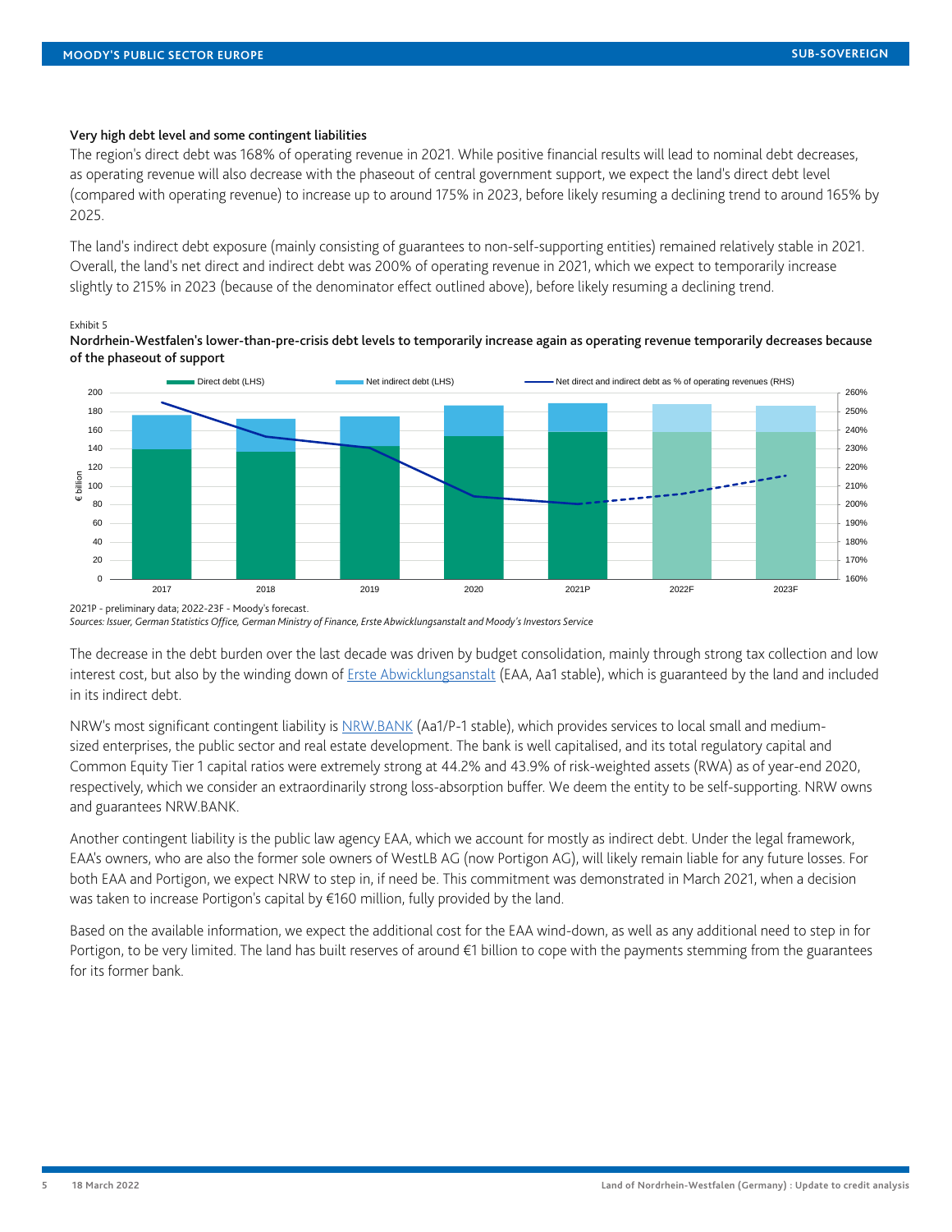**Very high debt level and some contingent liabilities**

The region's direct debt was 168% of operating revenue in 2021. While positive financial results will lead to nominal debt decreases, as operating revenue will also decrease with the phaseout of central government support, we expect the land's direct debt level (compared with operating revenue) to increase up to around 175% in 2023, before likely resuming a declining trend to around 165% by 2025.

The land's indirect debt exposure (mainly consisting of guarantees to non-self-supporting entities) remained relatively stable in 2021. Overall, the land's net direct and indirect debt was 200% of operating revenue in 2021, which we expect to temporarily increase slightly to 215% in 2023 (because of the denominator effect outlined above), before likely resuming a declining trend.

Exhibit 5

**Nordrhein-Westfalen's lower-than-pre-crisis debt levels to temporarily increase again as operating revenue temporarily decreases because of the phaseout of support**

Direct debt (LHS)
Net indirect debt (LHS)
Net direct and indirect debt as % of operating revenues (RHS)

€ billion: 0, 20, 40, 60, 80, 100, 120, 140, 160, 180, 200

160%, 170%, 180%, 190%, 200%, 210%, 220%, 230%, 240%, 250%, 260%

2017, 2018, 2019, 2020, 2021P, 2022F, 2023F

2021P - preliminary data; 2022-23F - Moody's forecast.

*Sources: Issuer, German Statistics Office, German Ministry of Finance, Erste Abwicklungsanstalt and Moody's Investors Service*

The decrease in the debt burden over the last decade was driven by budget consolidation, mainly through strong tax collection and low interest cost, but also by the winding down of Erste Abwicklungsanstalt (EAA, Aa1 stable), which is guaranteed by the land and included in its indirect debt.

NRW's most significant contingent liability is NRW.BANK (Aa1/P-1 stable), which provides services to local small and medium-sized enterprises, the public sector and real estate development. The bank is well capitalised, and its total regulatory capital and Common Equity Tier 1 capital ratios were extremely strong at 44.2% and 43.9% of risk-weighted assets (RWA) as of year-end 2020, respectively, which we consider an extraordinarily strong loss-absorption buffer. We deem the entity to be self-supporting. NRW owns and guarantees NRW.BANK.

Another contingent liability is the public law agency EAA, which we account for mostly as indirect debt. Under the legal framework, EAA's owners, who are also the former sole owners of WestLB AG (now Portigon AG), will likely remain liable for any future losses. For both EAA and Portigon, we expect NRW to step in, if need be. This commitment was demonstrated in March 2021, when a decision was taken to increase Portigon's capital by €160 million, fully provided by the land.

Based on the available information, we expect the additional cost for the EAA wind-down, as well as any additional need to step in for Portigon, to be very limited. The land has built reserves of around €1 billion to cope with the payments stemming from the guarantees for its former bank.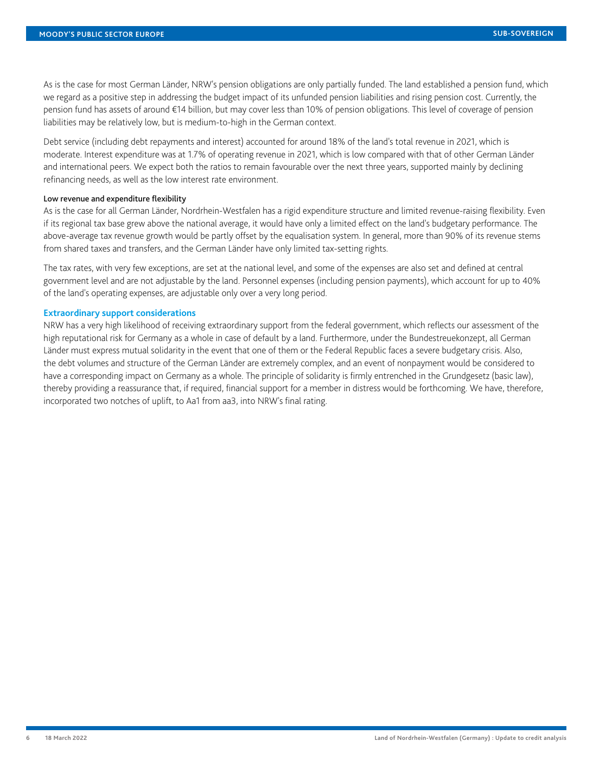As is the case for most German Länder, NRW's pension obligations are only partially funded. The land established a pension fund, which we regard as a positive step in addressing the budget impact of its unfunded pension liabilities and rising pension cost. Currently, the pension fund has assets of around €14 billion, but may cover less than 10% of pension obligations. This level of coverage of pension liabilities may be relatively low, but is medium-to-high in the German context.

Debt service (including debt repayments and interest) accounted for around 18% of the land's total revenue in 2021, which is moderate. Interest expenditure was at 1.7% of operating revenue in 2021, which is low compared with that of other German Länder and international peers. We expect both the ratios to remain favourable over the next three years, supported mainly by declining refinancing needs, as well as the low interest rate environment.

#### Low revenue and expenditure flexibility

As is the case for all German Länder, Nordrhein-Westfalen has a rigid expenditure structure and limited revenue-raising flexibility. Even if its regional tax base grew above the national average, it would have only a limited effect on the land's budgetary performance. The above-average tax revenue growth would be partly offset by the equalisation system. In general, more than 90% of its revenue stems from shared taxes and transfers, and the German Länder have only limited tax-setting rights.

The tax rates, with very few exceptions, are set at the national level, and some of the expenses are also set and defined at central government level and are not adjustable by the land. Personnel expenses (including pension payments), which account for up to 40% of the land's operating expenses, are adjustable only over a very long period.

### Extraordinary support considerations

NRW has a very high likelihood of receiving extraordinary support from the federal government, which reflects our assessment of the high reputational risk for Germany as a whole in case of default by a land. Furthermore, under the Bundestreuekonzept, all German Länder must express mutual solidarity in the event that one of them or the Federal Republic faces a severe budgetary crisis. Also, the debt volumes and structure of the German Länder are extremely complex, and an event of nonpayment would be considered to have a corresponding impact on Germany as a whole. The principle of solidarity is firmly entrenched in the Grundgesetz (basic law), thereby providing a reassurance that, if required, financial support for a member in distress would be forthcoming. We have, therefore, incorporated two notches of uplift, to Aa1 from aa3, into NRW's final rating.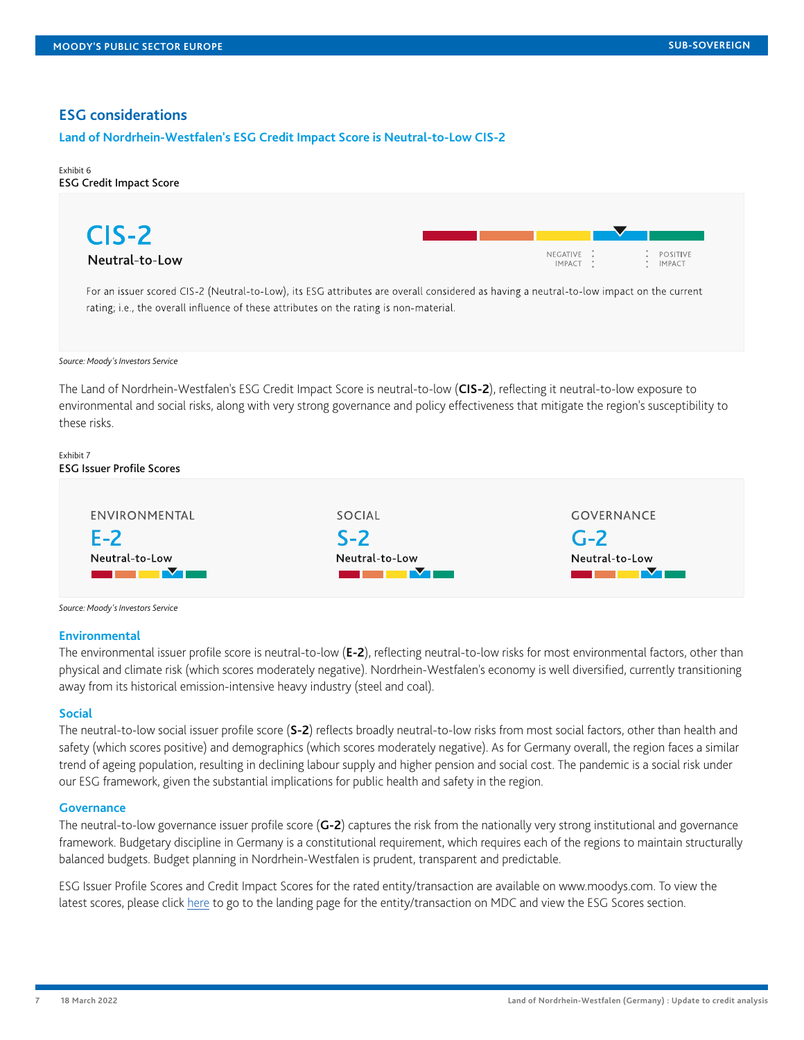## ESG considerations

### Land of Nordrhein-Westfalen's ESG Credit Impact Score is Neutral-to-Low CIS-2

Exhibit 6
**ESG Credit Impact Score**

CIS-2
Neutral-to-Low

NEGATIVE IMPACT
POSITIVE IMPACT

For an issuer scored CIS-2 (Neutral-to-Low), its ESG attributes are overall considered as having a neutral-to-low impact on the current rating; i.e., the overall influence of these attributes on the rating is non-material.

*Source: Moody's Investors Service*

The Land of Nordrhein-Westfalen's ESG Credit Impact Score is neutral-to-low (**CIS-2**), reflecting it neutral-to-low exposure to environmental and social risks, along with very strong governance and policy effectiveness that mitigate the region's susceptibility to these risks.

Exhibit 7
**ESG Issuer Profile Scores**

ENVIRONMENTAL
E-2
Neutral-to-Low

SOCIAL
S-2
Neutral-to-Low

GOVERNANCE
G-2
Neutral-to-Low

*Source: Moody's Investors Service*

#### Environmental

The environmental issuer profile score is neutral-to-low (**E-2**), reflecting neutral-to-low risks for most environmental factors, other than physical and climate risk (which scores moderately negative). Nordrhein-Westfalen's economy is well diversified, currently transitioning away from its historical emission-intensive heavy industry (steel and coal).

#### Social

The neutral-to-low social issuer profile score (**S-2**) reflects broadly neutral-to-low risks from most social factors, other than health and safety (which scores positive) and demographics (which scores moderately negative). As for Germany overall, the region faces a similar trend of ageing population, resulting in declining labour supply and higher pension and social cost. The pandemic is a social risk under our ESG framework, given the substantial implications for public health and safety in the region.

#### Governance

The neutral-to-low governance issuer profile score (**G-2**) captures the risk from the nationally very strong institutional and governance framework. Budgetary discipline in Germany is a constitutional requirement, which requires each of the regions to maintain structurally balanced budgets. Budget planning in Nordrhein-Westfalen is prudent, transparent and predictable.

ESG Issuer Profile Scores and Credit Impact Scores for the rated entity/transaction are available on www.moodys.com. To view the latest scores, please click here to go to the landing page for the entity/transaction on MDC and view the ESG Scores section.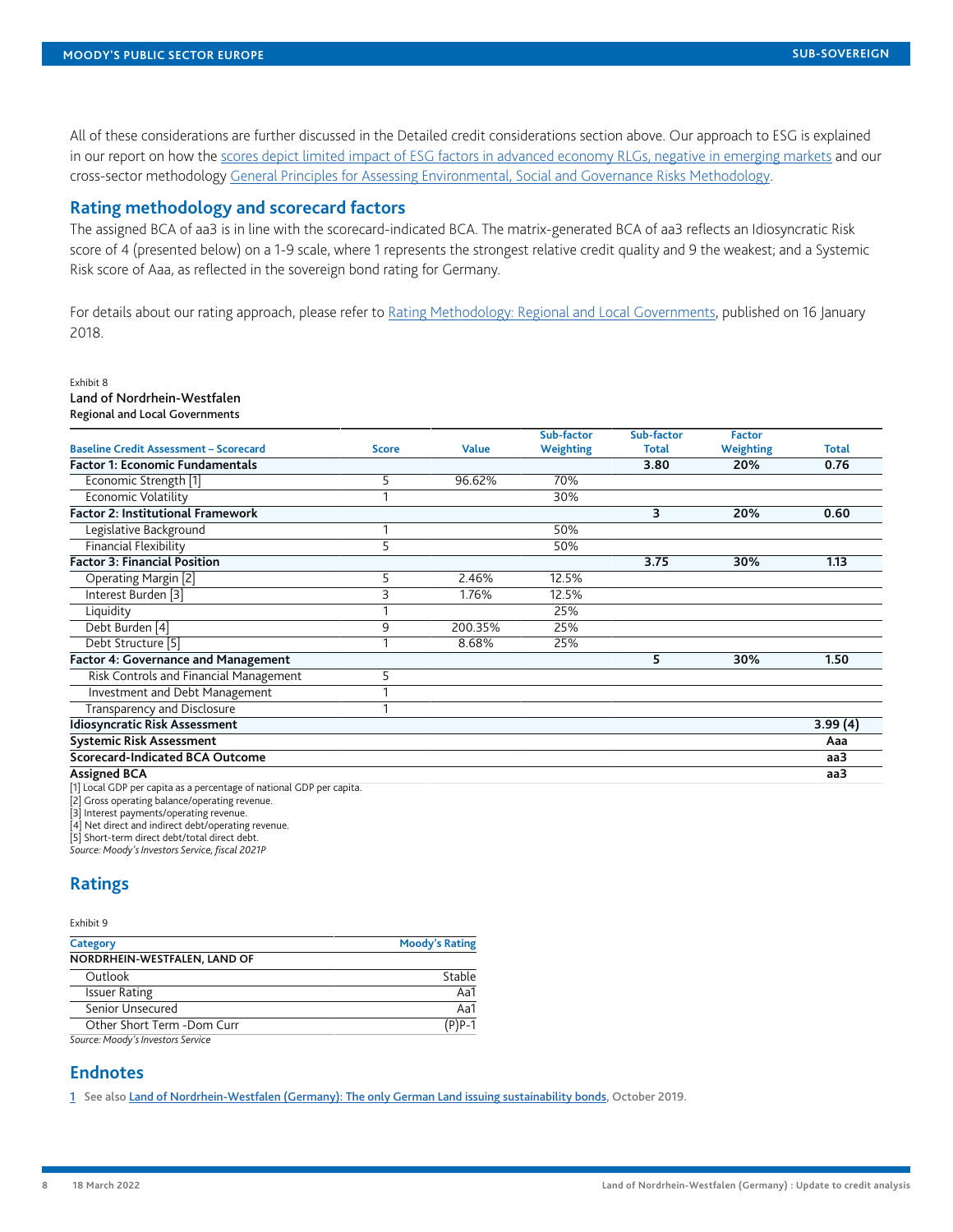All of these considerations are further discussed in the Detailed credit considerations section above. Our approach to ESG is explained in our report on how the scores depict limited impact of ESG factors in advanced economy RLGs, negative in emerging markets and our cross-sector methodology General Principles for Assessing Environmental, Social and Governance Risks Methodology.

## Rating methodology and scorecard factors

The assigned BCA of aa3 is in line with the scorecard-indicated BCA. The matrix-generated BCA of aa3 reflects an Idiosyncratic Risk score of 4 (presented below) on a 1-9 scale, where 1 represents the strongest relative credit quality and 9 the weakest; and a Systemic Risk score of Aaa, as reflected in the sovereign bond rating for Germany.

For details about our rating approach, please refer to Rating Methodology: Regional and Local Governments, published on 16 January 2018.

Exhibit 8
**Land of Nordrhein-Westfalen**
**Regional and Local Governments**

| Baseline Credit Assessment – Scorecard | Score | Value | Sub-factor Weighting | Sub-factor Total | Factor Weighting | Total |
|---|---|---|---|---|---|---|
| **Factor 1: Economic Fundamentals** | | | | **3.80** | **20%** | **0.76** |
| Economic Strength [1] | 5 | 96.62% | 70% | | | |
| Economic Volatility | 1 | | 30% | | | |
| **Factor 2: Institutional Framework** | | | | **3** | **20%** | **0.60** |
| Legislative Background | 1 | | 50% | | | |
| Financial Flexibility | 5 | | 50% | | | |
| **Factor 3: Financial Position** | | | | **3.75** | **30%** | **1.13** |
| Operating Margin [2] | 5 | 2.46% | 12.5% | | | |
| Interest Burden [3] | 3 | 1.76% | 12.5% | | | |
| Liquidity | 1 | | 25% | | | |
| Debt Burden [4] | 9 | 200.35% | 25% | | | |
| Debt Structure [5] | 1 | 8.68% | 25% | | | |
| **Factor 4: Governance and Management** | | | | **5** | **30%** | **1.50** |
| Risk Controls and Financial Management | 5 | | | | | |
| Investment and Debt Management | 1 | | | | | |
| Transparency and Disclosure | 1 | | | | | |
| **Idiosyncratic Risk Assessment** | | | | | | **3.99 (4)** |
| **Systemic Risk Assessment** | | | | | | **Aaa** |
| **Scorecard-Indicated BCA Outcome** | | | | | | **aa3** |
| **Assigned BCA** | | | | | | **aa3** |

[1] Local GDP per capita as a percentage of national GDP per capita.
[2] Gross operating balance/operating revenue.
[3] Interest payments/operating revenue.
[4] Net direct and indirect debt/operating revenue.
[5] Short-term direct debt/total direct debt.
*Source: Moody's Investors Service, fiscal 2021P*

## Ratings

Exhibit 9

| Category | Moody's Rating |
|---|---|
| **NORDRHEIN-WESTFALEN, LAND OF** | |
| Outlook | Stable |
| Issuer Rating | Aa1 |
| Senior Unsecured | Aa1 |
| Other Short Term -Dom Curr | (P)P-1 |

*Source: Moody's Investors Service*

## Endnotes

1 See also Land of Nordrhein-Westfalen (Germany): The only German Land issuing sustainability bonds, October 2019.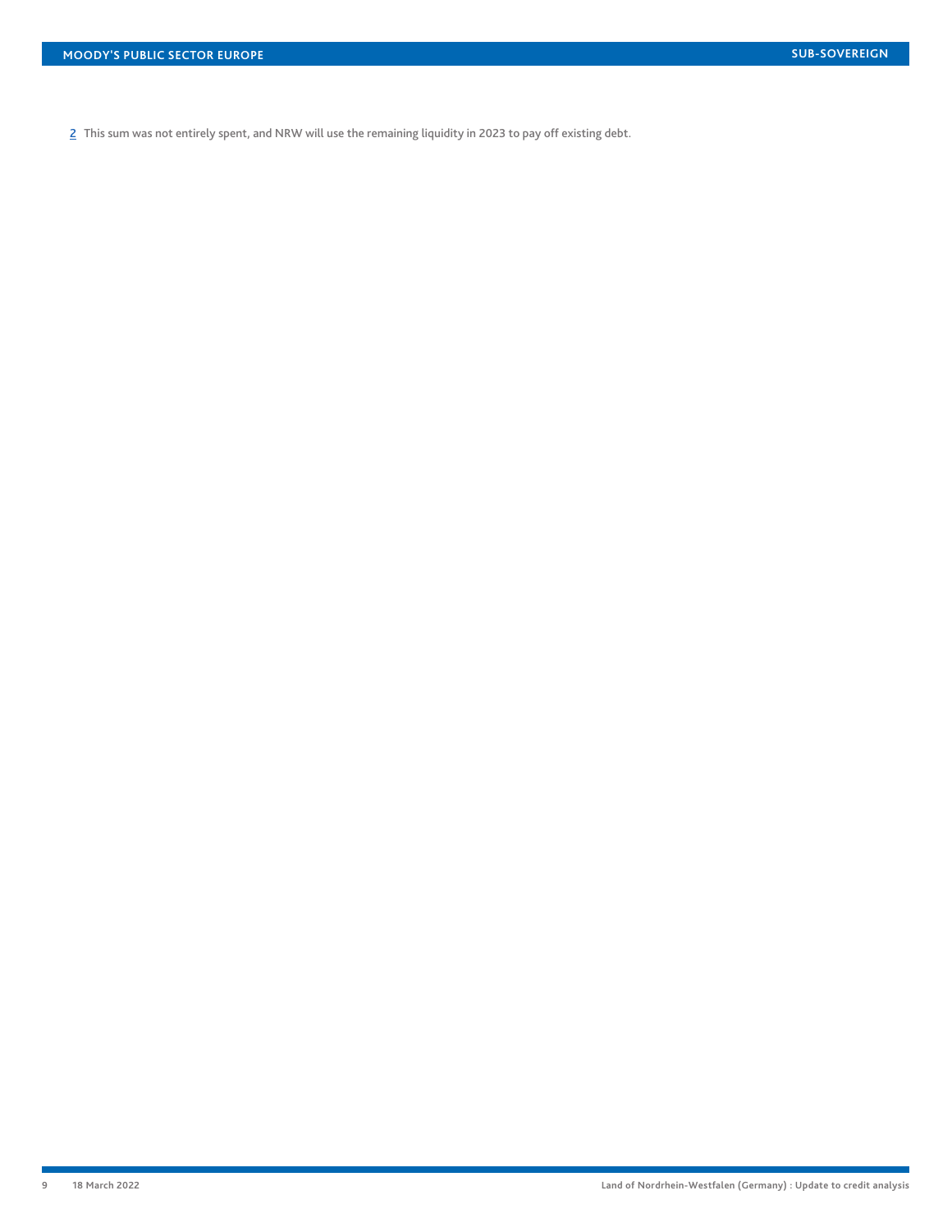[2] This sum was not entirely spent, and NRW will use the remaining liquidity in 2023 to pay off existing debt.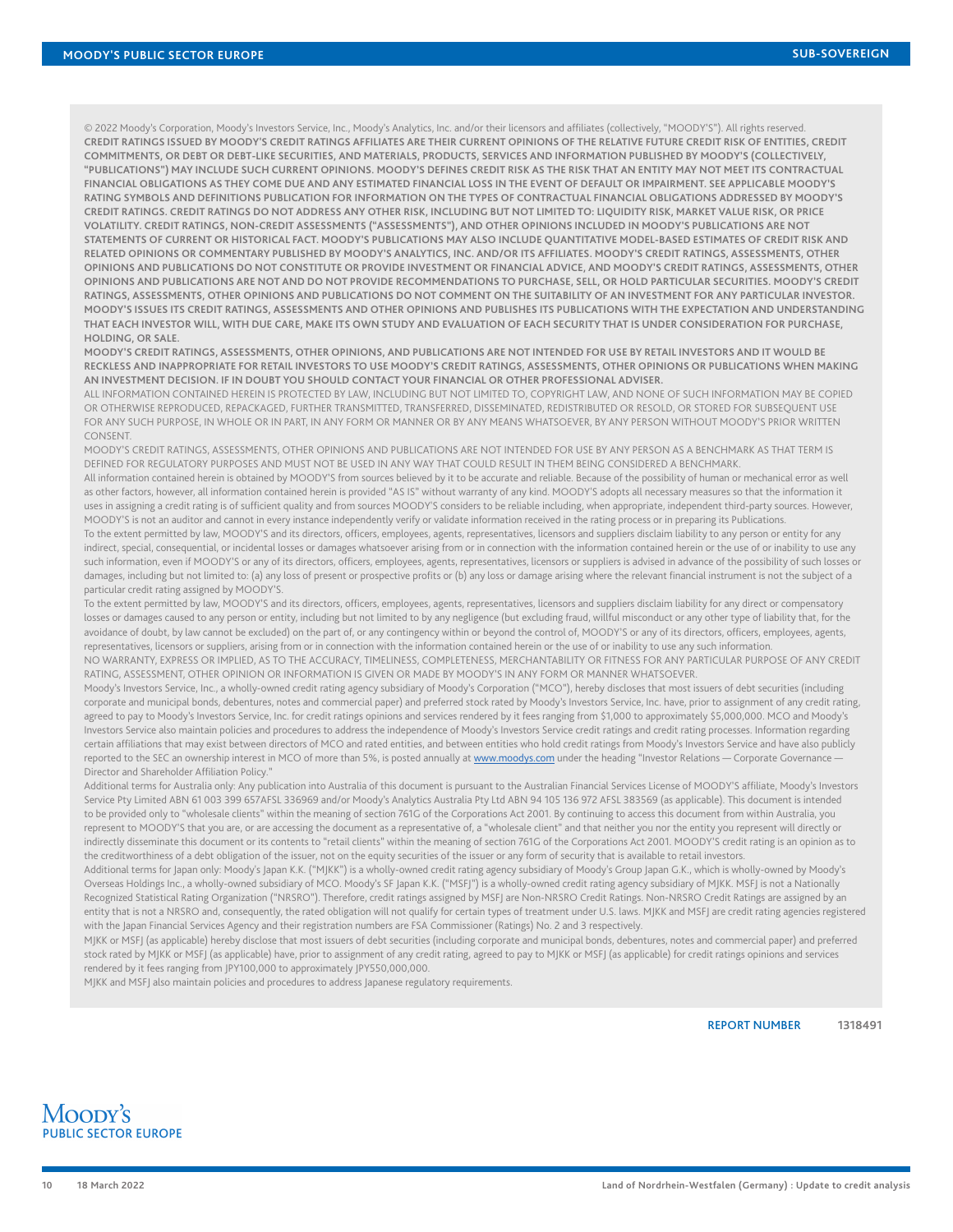© 2022 Moody's Corporation, Moody's Investors Service, Inc., Moody's Analytics, Inc. and/or their licensors and affiliates (collectively, "MOODY'S"). All rights reserved.

**CREDIT RATINGS ISSUED BY MOODY'S CREDIT RATINGS AFFILIATES ARE THEIR CURRENT OPINIONS OF THE RELATIVE FUTURE CREDIT RISK OF ENTITIES, CREDIT COMMITMENTS, OR DEBT OR DEBT-LIKE SECURITIES, AND MATERIALS, PRODUCTS, SERVICES AND INFORMATION PUBLISHED BY MOODY'S (COLLECTIVELY, "PUBLICATIONS") MAY INCLUDE SUCH CURRENT OPINIONS. MOODY'S DEFINES CREDIT RISK AS THE RISK THAT AN ENTITY MAY NOT MEET ITS CONTRACTUAL FINANCIAL OBLIGATIONS AS THEY COME DUE AND ANY ESTIMATED FINANCIAL LOSS IN THE EVENT OF DEFAULT OR IMPAIRMENT. SEE APPLICABLE MOODY'S RATING SYMBOLS AND DEFINITIONS PUBLICATION FOR INFORMATION ON THE TYPES OF CONTRACTUAL FINANCIAL OBLIGATIONS ADDRESSED BY MOODY'S CREDIT RATINGS. CREDIT RATINGS DO NOT ADDRESS ANY OTHER RISK, INCLUDING BUT NOT LIMITED TO: LIQUIDITY RISK, MARKET VALUE RISK, OR PRICE VOLATILITY. CREDIT RATINGS, NON-CREDIT ASSESSMENTS ("ASSESSMENTS"), AND OTHER OPINIONS INCLUDED IN MOODY'S PUBLICATIONS ARE NOT STATEMENTS OF CURRENT OR HISTORICAL FACT. MOODY'S PUBLICATIONS MAY ALSO INCLUDE QUANTITATIVE MODEL-BASED ESTIMATES OF CREDIT RISK AND RELATED OPINIONS OR COMMENTARY PUBLISHED BY MOODY'S ANALYTICS, INC. AND/OR ITS AFFILIATES. MOODY'S CREDIT RATINGS, ASSESSMENTS, OTHER OPINIONS AND PUBLICATIONS DO NOT CONSTITUTE OR PROVIDE INVESTMENT OR FINANCIAL ADVICE, AND MOODY'S CREDIT RATINGS, ASSESSMENTS, OTHER OPINIONS AND PUBLICATIONS ARE NOT AND DO NOT PROVIDE RECOMMENDATIONS TO PURCHASE, SELL, OR HOLD PARTICULAR SECURITIES. MOODY'S CREDIT RATINGS, ASSESSMENTS, OTHER OPINIONS AND PUBLICATIONS DO NOT COMMENT ON THE SUITABILITY OF AN INVESTMENT FOR ANY PARTICULAR INVESTOR. MOODY'S ISSUES ITS CREDIT RATINGS, ASSESSMENTS AND OTHER OPINIONS AND PUBLISHES ITS PUBLICATIONS WITH THE EXPECTATION AND UNDERSTANDING THAT EACH INVESTOR WILL, WITH DUE CARE, MAKE ITS OWN STUDY AND EVALUATION OF EACH SECURITY THAT IS UNDER CONSIDERATION FOR PURCHASE, HOLDING, OR SALE.**

**MOODY'S CREDIT RATINGS, ASSESSMENTS, OTHER OPINIONS, AND PUBLICATIONS ARE NOT INTENDED FOR USE BY RETAIL INVESTORS AND IT WOULD BE RECKLESS AND INAPPROPRIATE FOR RETAIL INVESTORS TO USE MOODY'S CREDIT RATINGS, ASSESSMENTS, OTHER OPINIONS OR PUBLICATIONS WHEN MAKING AN INVESTMENT DECISION. IF IN DOUBT YOU SHOULD CONTACT YOUR FINANCIAL OR OTHER PROFESSIONAL ADVISER.**

ALL INFORMATION CONTAINED HEREIN IS PROTECTED BY LAW, INCLUDING BUT NOT LIMITED TO, COPYRIGHT LAW, AND NONE OF SUCH INFORMATION MAY BE COPIED OR OTHERWISE REPRODUCED, REPACKAGED, FURTHER TRANSMITTED, TRANSFERRED, DISSEMINATED, REDISTRIBUTED OR RESOLD, OR STORED FOR SUBSEQUENT USE FOR ANY SUCH PURPOSE, IN WHOLE OR IN PART, IN ANY FORM OR MANNER OR BY ANY MEANS WHATSOEVER, BY ANY PERSON WITHOUT MOODY'S PRIOR WRITTEN CONSENT.

MOODY'S CREDIT RATINGS, ASSESSMENTS, OTHER OPINIONS AND PUBLICATIONS ARE NOT INTENDED FOR USE BY ANY PERSON AS A BENCHMARK AS THAT TERM IS DEFINED FOR REGULATORY PURPOSES AND MUST NOT BE USED IN ANY WAY THAT COULD RESULT IN THEM BEING CONSIDERED A BENCHMARK.

All information contained herein is obtained by MOODY'S from sources believed by it to be accurate and reliable. Because of the possibility of human or mechanical error as well as other factors, however, all information contained herein is provided "AS IS" without warranty of any kind. MOODY'S adopts all necessary measures so that the information it uses in assigning a credit rating is of sufficient quality and from sources MOODY'S considers to be reliable including, when appropriate, independent third-party sources. However, MOODY'S is not an auditor and cannot in every instance independently verify or validate information received in the rating process or in preparing its Publications.

To the extent permitted by law, MOODY'S and its directors, officers, employees, agents, representatives, licensors and suppliers disclaim liability to any person or entity for any indirect, special, consequential, or incidental losses or damages whatsoever arising from or in connection with the information contained herein or the use of or inability to use any such information, even if MOODY'S or any of its directors, officers, employees, agents, representatives, licensors or suppliers is advised in advance of the possibility of such losses or damages, including but not limited to: (a) any loss of present or prospective profits or (b) any loss or damage arising where the relevant financial instrument is not the subject of a particular credit rating assigned by MOODY'S.

To the extent permitted by law, MOODY'S and its directors, officers, employees, agents, representatives, licensors and suppliers disclaim liability for any direct or compensatory losses or damages caused to any person or entity, including but not limited to by any negligence (but excluding fraud, willful misconduct or any other type of liability that, for the avoidance of doubt, by law cannot be excluded) on the part of, or any contingency within or beyond the control of, MOODY'S or any of its directors, officers, employees, agents, representatives, licensors or suppliers, arising from or in connection with the information contained herein or the use of or inability to use any such information.

NO WARRANTY, EXPRESS OR IMPLIED, AS TO THE ACCURACY, TIMELINESS, COMPLETENESS, MERCHANTABILITY OR FITNESS FOR ANY PARTICULAR PURPOSE OF ANY CREDIT RATING, ASSESSMENT, OTHER OPINION OR INFORMATION IS GIVEN OR MADE BY MOODY'S IN ANY FORM OR MANNER WHATSOEVER.

Moody's Investors Service, Inc., a wholly-owned credit rating agency subsidiary of Moody's Corporation ("MCO"), hereby discloses that most issuers of debt securities (including corporate and municipal bonds, debentures, notes and commercial paper) and preferred stock rated by Moody's Investors Service, Inc. have, prior to assignment of any credit rating, agreed to pay to Moody's Investors Service, Inc. for credit ratings opinions and services rendered by it fees ranging from $1,000 to approximately $5,000,000. MCO and Moody's Investors Service also maintain policies and procedures to address the independence of Moody's Investors Service credit ratings and credit rating processes. Information regarding certain affiliations that may exist between directors of MCO and rated entities, and between entities who hold credit ratings from Moody's Investors Service and have also publicly reported to the SEC an ownership interest in MCO of more than 5%, is posted annually at www.moodys.com under the heading "Investor Relations — Corporate Governance — Director and Shareholder Affiliation Policy."

Additional terms for Australia only: Any publication into Australia of this document is pursuant to the Australian Financial Services License of MOODY'S affiliate, Moody's Investors Service Pty Limited ABN 61 003 399 657AFSL 336969 and/or Moody's Analytics Australia Pty Ltd ABN 94 105 136 972 AFSL 383569 (as applicable). This document is intended to be provided only to "wholesale clients" within the meaning of section 761G of the Corporations Act 2001. By continuing to access this document from within Australia, you represent to MOODY'S that you are, or are accessing the document as a representative of, a "wholesale client" and that neither you nor the entity you represent will directly or indirectly disseminate this document or its contents to "retail clients" within the meaning of section 761G of the Corporations Act 2001. MOODY'S credit rating is an opinion as to the creditworthiness of a debt obligation of the issuer, not on the equity securities of the issuer or any form of security that is available to retail investors.

Additional terms for Japan only: Moody's Japan K.K. ("MJKK") is a wholly-owned credit rating agency subsidiary of Moody's Group Japan G.K., which is wholly-owned by Moody's Overseas Holdings Inc., a wholly-owned subsidiary of MCO. Moody's SF Japan K.K. ("MSFJ") is a wholly-owned credit rating agency subsidiary of MJKK. MSFJ is not a Nationally Recognized Statistical Rating Organization ("NRSRO"). Therefore, credit ratings assigned by MSFJ are Non-NRSRO Credit Ratings. Non-NRSRO Credit Ratings are assigned by an entity that is not a NRSRO and, consequently, the rated obligation will not qualify for certain types of treatment under U.S. laws. MJKK and MSFJ are credit rating agencies registered with the Japan Financial Services Agency and their registration numbers are FSA Commissioner (Ratings) No. 2 and 3 respectively.

MJKK or MSFJ (as applicable) hereby disclose that most issuers of debt securities (including corporate and municipal bonds, debentures, notes and commercial paper) and preferred stock rated by MJKK or MSFJ (as applicable) have, prior to assignment of any credit rating, agreed to pay to MJKK or MSFJ (as applicable) for credit ratings opinions and services rendered by it fees ranging from JPY100,000 to approximately JPY550,000,000.

MJKK and MSFJ also maintain policies and procedures to address Japanese regulatory requirements.

**REPORT NUMBER** **1318491**

Moody's
PUBLIC SECTOR EUROPE